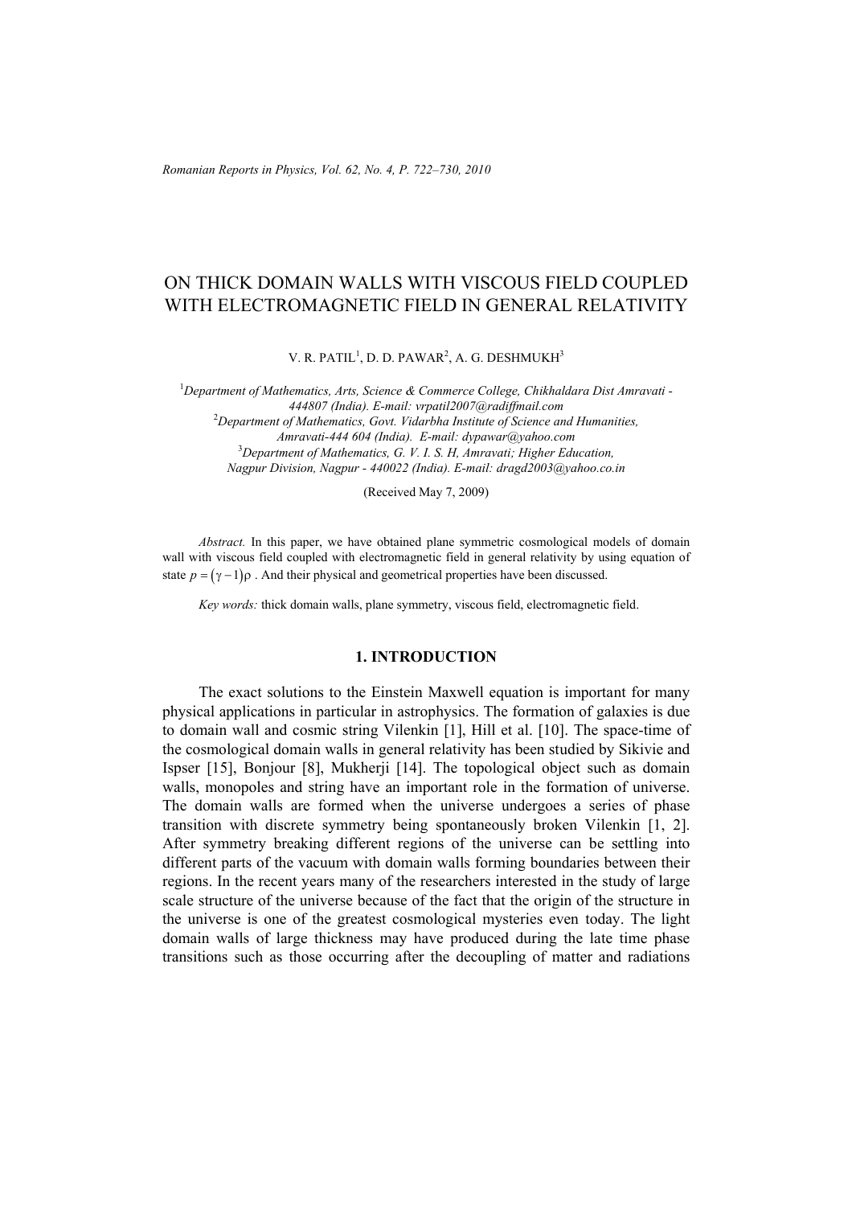# ON THICK DOMAIN WALLS WITH VISCOUS FIELD COUPLED WITH ELECTROMAGNETIC FIELD IN GENERAL RELATIVITY

V. R. PATIL[1], D. D. PAWAR[2], A. G. DESHMUKH[3]

[1]*Department of Mathematics, Arts, Science & Commerce College, Chikhaldara Dist Amravati - 444807 (India). E-mail: vrpatil2007@radiffmail.com*
[2]*Department of Mathematics, Govt. Vidarbha Institute of Science and Humanities, Amravati-444 604 (India). E-mail: dypawar@yahoo.com*
[3]*Department of Mathematics, G. V. I. S. H, Amravati; Higher Education, Nagpur Division, Nagpur - 440022 (India). E-mail: dragd2003@yahoo.co.in*

(Received May 7, 2009)

*Abstract.* In this paper, we have obtained plane symmetric cosmological models of domain wall with viscous field coupled with electromagnetic field in general relativity by using equation of state $p = (\gamma - 1)\rho$ . And their physical and geometrical properties have been discussed.

*Key words:* thick domain walls, plane symmetry, viscous field, electromagnetic field.

## 1. INTRODUCTION

The exact solutions to the Einstein Maxwell equation is important for many physical applications in particular in astrophysics. The formation of galaxies is due to domain wall and cosmic string Vilenkin [1], Hill et al. [10]. The space-time of the cosmological domain walls in general relativity has been studied by Sikivie and Ispser [15], Bonjour [8], Mukherji [14]. The topological object such as domain walls, monopoles and string have an important role in the formation of universe. The domain walls are formed when the universe undergoes a series of phase transition with discrete symmetry being spontaneously broken Vilenkin [1, 2]. After symmetry breaking different regions of the universe can be settling into different parts of the vacuum with domain walls forming boundaries between their regions. In the recent years many of the researchers interested in the study of large scale structure of the universe because of the fact that the origin of the structure in the universe is one of the greatest cosmological mysteries even today. The light domain walls of large thickness may have produced during the late time phase transitions such as those occurring after the decoupling of matter and radiations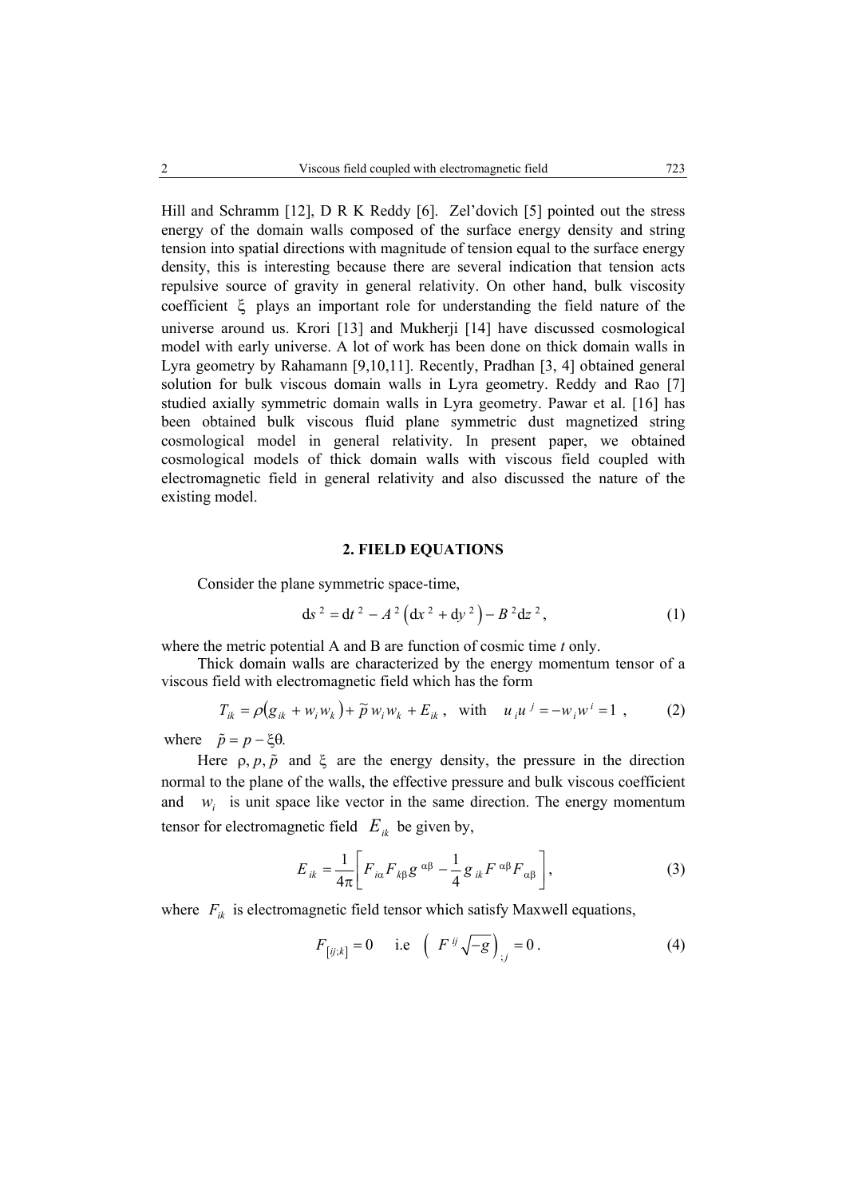Hill and Schramm [12], D R K Reddy [6]. Zel'dovich [5] pointed out the stress energy of the domain walls composed of the surface energy density and string tension into spatial directions with magnitude of tension equal to the surface energy density, this is interesting because there are several indication that tension acts repulsive source of gravity in general relativity. On other hand, bulk viscosity coefficient $\xi$ plays an important role for understanding the field nature of the universe around us. Krori [13] and Mukherji [14] have discussed cosmological model with early universe. A lot of work has been done on thick domain walls in Lyra geometry by Rahamann [9,10,11]. Recently, Pradhan [3, 4] obtained general solution for bulk viscous domain walls in Lyra geometry. Reddy and Rao [7] studied axially symmetric domain walls in Lyra geometry. Pawar et al. [16] has been obtained bulk viscous fluid plane symmetric dust magnetized string cosmological model in general relativity. In present paper, we obtained cosmological models of thick domain walls with viscous field coupled with electromagnetic field in general relativity and also discussed the nature of the existing model.

## 2. FIELD EQUATIONS

Consider the plane symmetric space-time,

$$\mathrm{d}s^2 = \mathrm{d}t^2 - A^2\left(\mathrm{d}x^2 + \mathrm{d}y^2\right) - B^2\mathrm{d}z^2, \tag{1}$$

where the metric potential A and B are function of cosmic time $t$ only.

Thick domain walls are characterized by the energy momentum tensor of a viscous field with electromagnetic field which has the form

$$T_{ik} = \rho\left(g_{ik} + w_i w_k\right) + \tilde{p}\, w_i w_k + E_{ik}\,, \quad \text{with} \quad u_i u^j = -w_i w^i = 1\,, \tag{2}$$

where $\tilde{p} = p - \xi\theta.$

Here $\rho, p, \tilde{p}$ and $\xi$ are the energy density, the pressure in the direction normal to the plane of the walls, the effective pressure and bulk viscous coefficient and $w_i$ is unit space like vector in the same direction. The energy momentum tensor for electromagnetic field $E_{ik}$ be given by,

$$E_{ik} = \frac{1}{4\pi}\left[F_{i\alpha}F_{k\beta}g^{\alpha\beta} - \frac{1}{4}g_{ik}F^{\alpha\beta}F_{\alpha\beta}\right], \tag{3}$$

where $F_{ik}$ is electromagnetic field tensor which satisfy Maxwell equations,

$$F_{[ij;k]} = 0 \quad \text{i.e} \quad \left(F^{ij}\sqrt{-g}\right)_{;j} = 0\,. \tag{4}$$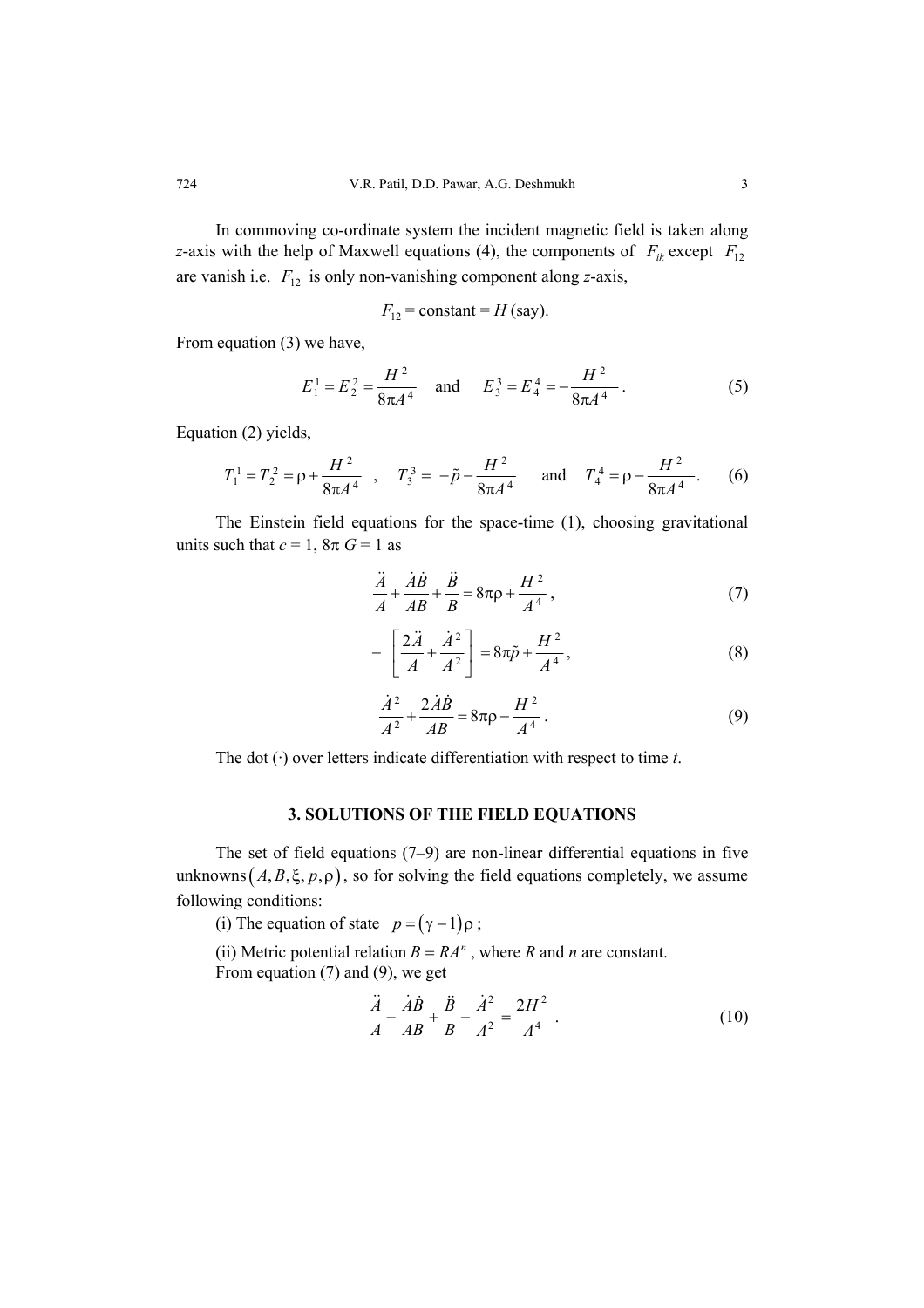In commoving co-ordinate system the incident magnetic field is taken along $z$-axis with the help of Maxwell equations (4), the components of $F_{ik}$ except $F_{12}$ are vanish i.e. $F_{12}$ is only non-vanishing component along $z$-axis,

$$F_{12} = \text{constant} = H \text{ (say)}.$$

From equation (3) we have,

$$E_1^1 = E_2^2 = \frac{H^2}{8\pi A^4} \quad \text{and} \quad E_3^3 = E_4^4 = -\frac{H^2}{8\pi A^4}. \tag{5}$$

Equation (2) yields,

$$T_1^1 = T_2^2 = \rho + \frac{H^2}{8\pi A^4}\ , \quad T_3^3 = -\tilde{p} - \frac{H^2}{8\pi A^4} \quad \text{and} \quad T_4^4 = \rho - \frac{H^2}{8\pi A^4}. \tag{6}$$

The Einstein field equations for the space-time (1), choosing gravitational units such that $c = 1$, $8\pi\, G = 1$ as

$$\frac{\ddot{A}}{A} + \frac{\dot{A}\dot{B}}{AB} + \frac{\ddot{B}}{B} = 8\pi\rho + \frac{H^2}{A^4}, \tag{7}$$

$$-\left[\frac{2\ddot{A}}{A} + \frac{\dot{A}^2}{A^2}\right] = 8\pi\tilde{p} + \frac{H^2}{A^4}, \tag{8}$$

$$\frac{\dot{A}^2}{A^2} + \frac{2\dot{A}\dot{B}}{AB} = 8\pi\rho - \frac{H^2}{A^4}. \tag{9}$$

The dot (·) over letters indicate differentiation with respect to time $t$.

## 3. SOLUTIONS OF THE FIELD EQUATIONS

The set of field equations (7–9) are non-linear differential equations in five unknowns $(A, B, \xi, p, \rho)$, so for solving the field equations completely, we assume following conditions:

(i) The equation of state $p = (\gamma - 1)\rho$;

(ii) Metric potential relation $B = RA^n$, where $R$ and $n$ are constant.

From equation (7) and (9), we get

$$\frac{\ddot{A}}{A} - \frac{\dot{A}\dot{B}}{AB} + \frac{\ddot{B}}{B} - \frac{\dot{A}^2}{A^2} = \frac{2H^2}{A^4}. \tag{10}$$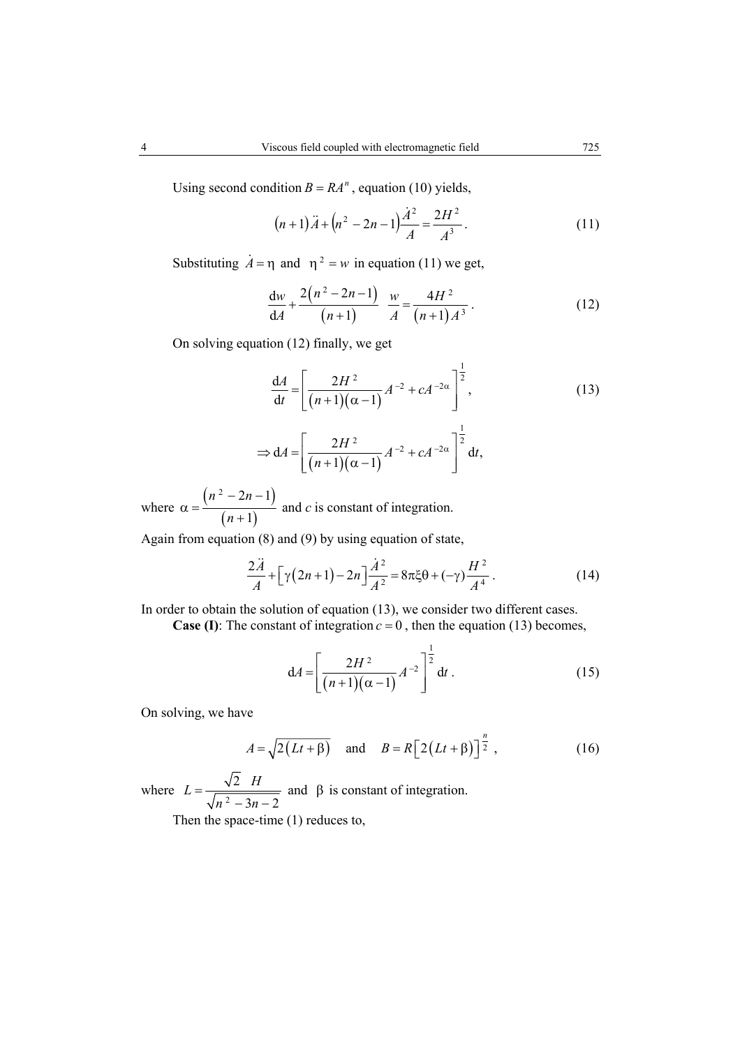Using second condition $B = RA^n$, equation (10) yields,

$$\left(n+1\right)\ddot{A} + \left(n^2 - 2n - 1\right)\frac{\dot{A}^2}{A} = \frac{2H^2}{A^3}. \tag{11}$$

Substituting $\dot{A} = \eta$ and $\eta^2 = w$ in equation (11) we get,

$$\frac{\mathrm{d}w}{\mathrm{d}A} + \frac{2\left(n^2 - 2n - 1\right)}{\left(n+1\right)}\frac{w}{A} = \frac{4H^2}{\left(n+1\right)A^3}. \tag{12}$$

On solving equation (12) finally, we get

$$\frac{\mathrm{d}A}{\mathrm{d}t} = \left[\frac{2H^2}{\left(n+1\right)\left(\alpha - 1\right)}A^{-2} + cA^{-2\alpha}\right]^{\frac{1}{2}}, \tag{13}$$

$$\Rightarrow \mathrm{d}A = \left[\frac{2H^2}{\left(n+1\right)\left(\alpha - 1\right)}A^{-2} + cA^{-2\alpha}\right]^{\frac{1}{2}}\mathrm{d}t,$$

where $\alpha = \dfrac{\left(n^2 - 2n - 1\right)}{\left(n+1\right)}$ and $c$ is constant of integration.

Again from equation (8) and (9) by using equation of state,

$$\frac{2\ddot{A}}{A} + \left[\gamma\left(2n+1\right) - 2n\right]\frac{\dot{A}^2}{A^2} = 8\pi\xi\theta + (-\gamma)\frac{H^2}{A^4}. \tag{14}$$

In order to obtain the solution of equation (13), we consider two different cases.

**Case (I)**: The constant of integration $c = 0$, then the equation (13) becomes,

$$\mathrm{d}A = \left[\frac{2H^2}{\left(n+1\right)\left(\alpha - 1\right)}A^{-2}\right]^{\frac{1}{2}}\mathrm{d}t. \tag{15}$$

On solving, we have

$$A = \sqrt{2\left(Lt + \beta\right)} \quad \text{and} \quad B = R\left[2\left(Lt + \beta\right)\right]^{\frac{n}{2}}, \tag{16}$$

where $L = \dfrac{\sqrt{2}\;H}{\sqrt{n^2 - 3n - 2}}$ and $\beta$ is constant of integration.

Then the space-time (1) reduces to,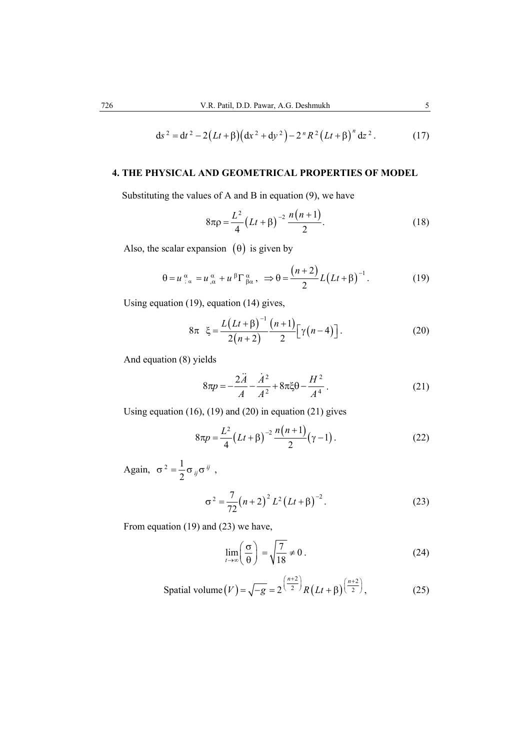$$\mathrm{d}s^2 = \mathrm{d}t^2 - 2\left(Lt+\beta\right)\left(\mathrm{d}x^2 + \mathrm{d}y^2\right) - 2^n R^2 \left(Lt+\beta\right)^n \mathrm{d}z^2 . \tag{17}$$

## 4. THE PHYSICAL AND GEOMETRICAL PROPERTIES OF MODEL

Substituting the values of A and B in equation (9), we have

$$8\pi\rho = \frac{L^2}{4}\left(Lt+\beta\right)^{-2} \frac{n\left(n+1\right)}{2}. \tag{18}$$

Also, the scalar expansion $\left(\theta\right)$ is given by

$$\theta = u^{\alpha}_{\ ;\alpha} = u^{\alpha}_{\ ,\alpha} + u^{\beta}\Gamma^{\alpha}_{\beta\alpha}, \ \Rightarrow \theta = \frac{\left(n+2\right)}{2} L\left(Lt+\beta\right)^{-1}. \tag{19}$$

Using equation (19), equation (14) gives,

$$8\pi \ \ \xi = \frac{L\left(Lt+\beta\right)^{-1}}{2\left(n+2\right)} \frac{\left(n+1\right)}{2}\left[\gamma\left(n-4\right)\right]. \tag{20}$$

And equation (8) yields

$$8\pi p = -\frac{2\ddot{A}}{A} - \frac{\dot{A}^2}{A^2} + 8\pi\xi\theta - \frac{H^2}{A^4}. \tag{21}$$

Using equation (16), (19) and (20) in equation (21) gives

$$8\pi p = \frac{L^2}{4}\left(Lt+\beta\right)^{-2} \frac{n\left(n+1\right)}{2}\left(\gamma - 1\right). \tag{22}$$

Again, $\sigma^2 = \dfrac{1}{2}\sigma_{ij}\sigma^{ij}$ ,

$$\sigma^2 = \frac{7}{72}\left(n+2\right)^2 L^2 \left(Lt+\beta\right)^{-2}. \tag{23}$$

From equation (19) and (23) we have,

$$\lim_{t\to\infty}\left(\frac{\sigma}{\theta}\right) = \sqrt{\frac{7}{18}} \neq 0 . \tag{24}$$

$$\text{Spatial volume}\left(V\right) = \sqrt{-g} = 2^{\left(\frac{n+2}{2}\right)} R\left(Lt+\beta\right)^{\left(\frac{n+2}{2}\right)}, \tag{25}$$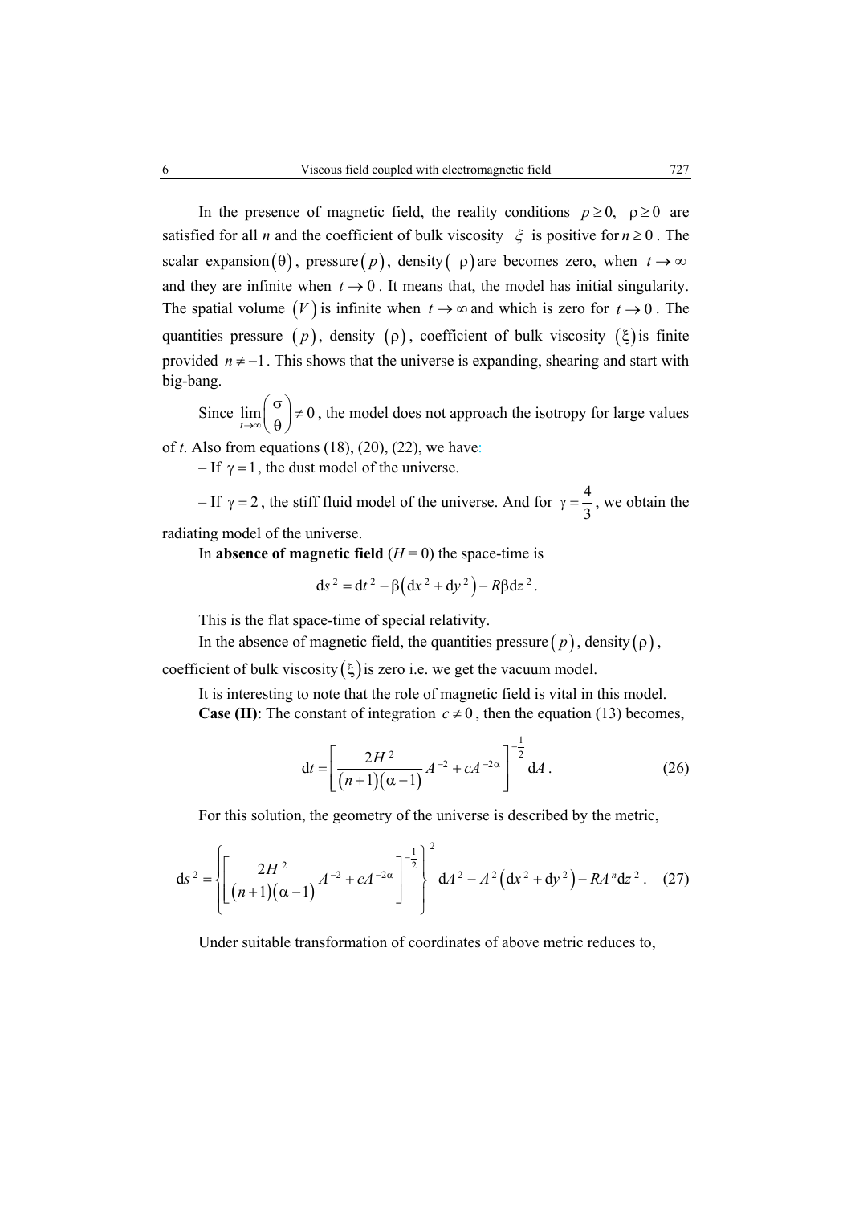In the presence of magnetic field, the reality conditions $p \geq 0, \ \rho \geq 0$ are satisfied for all $n$ and the coefficient of bulk viscosity $\xi$ is positive for $n \geq 0$. The scalar expansion $(\theta)$, pressure $(p)$, density $(\rho)$ are becomes zero, when $t \to \infty$ and they are infinite when $t \to 0$. It means that, the model has initial singularity. The spatial volume $(V)$ is infinite when $t \to \infty$ and which is zero for $t \to 0$. The quantities pressure $(p)$, density $(\rho)$, coefficient of bulk viscosity $(\xi)$ is finite provided $n \neq -1$. This shows that the universe is expanding, shearing and start with big-bang.

Since $\lim_{t \to \infty}\left(\frac{\sigma}{\theta}\right) \neq 0$, the model does not approach the isotropy for large values of $t$. Also from equations (18), (20), (22), we have:

– If $\gamma = 1$, the dust model of the universe.

– If $\gamma = 2$, the stiff fluid model of the universe. And for $\gamma = \frac{4}{3}$, we obtain the radiating model of the universe.

In **absence of magnetic field** ($H = 0$) the space-time is

$$\mathrm{d}s^2 = \mathrm{d}t^2 - \beta\left(\mathrm{d}x^2 + \mathrm{d}y^2\right) - R\beta \mathrm{d}z^2 .$$

This is the flat space-time of special relativity.

In the absence of magnetic field, the quantities pressure $(p)$, density $(\rho)$, coefficient of bulk viscosity $(\xi)$ is zero i.e. we get the vacuum model.

It is interesting to note that the role of magnetic field is vital in this model.

**Case (II)**: The constant of integration $c \neq 0$, then the equation (13) becomes,

$$\mathrm{d}t = \left[\frac{2H^2}{(n+1)(\alpha-1)} A^{-2} + cA^{-2\alpha}\right]^{-\frac{1}{2}} \mathrm{d}A . \tag{26}$$

For this solution, the geometry of the universe is described by the metric,

$$\mathrm{d}s^2 = \left\{\left[\frac{2H^2}{(n+1)(\alpha-1)} A^{-2} + cA^{-2\alpha}\right]^{-\frac{1}{2}}\right\}^2 \mathrm{d}A^2 - A^2\left(\mathrm{d}x^2 + \mathrm{d}y^2\right) - RA^n \mathrm{d}z^2 . \tag{27}$$

Under suitable transformation of coordinates of above metric reduces to,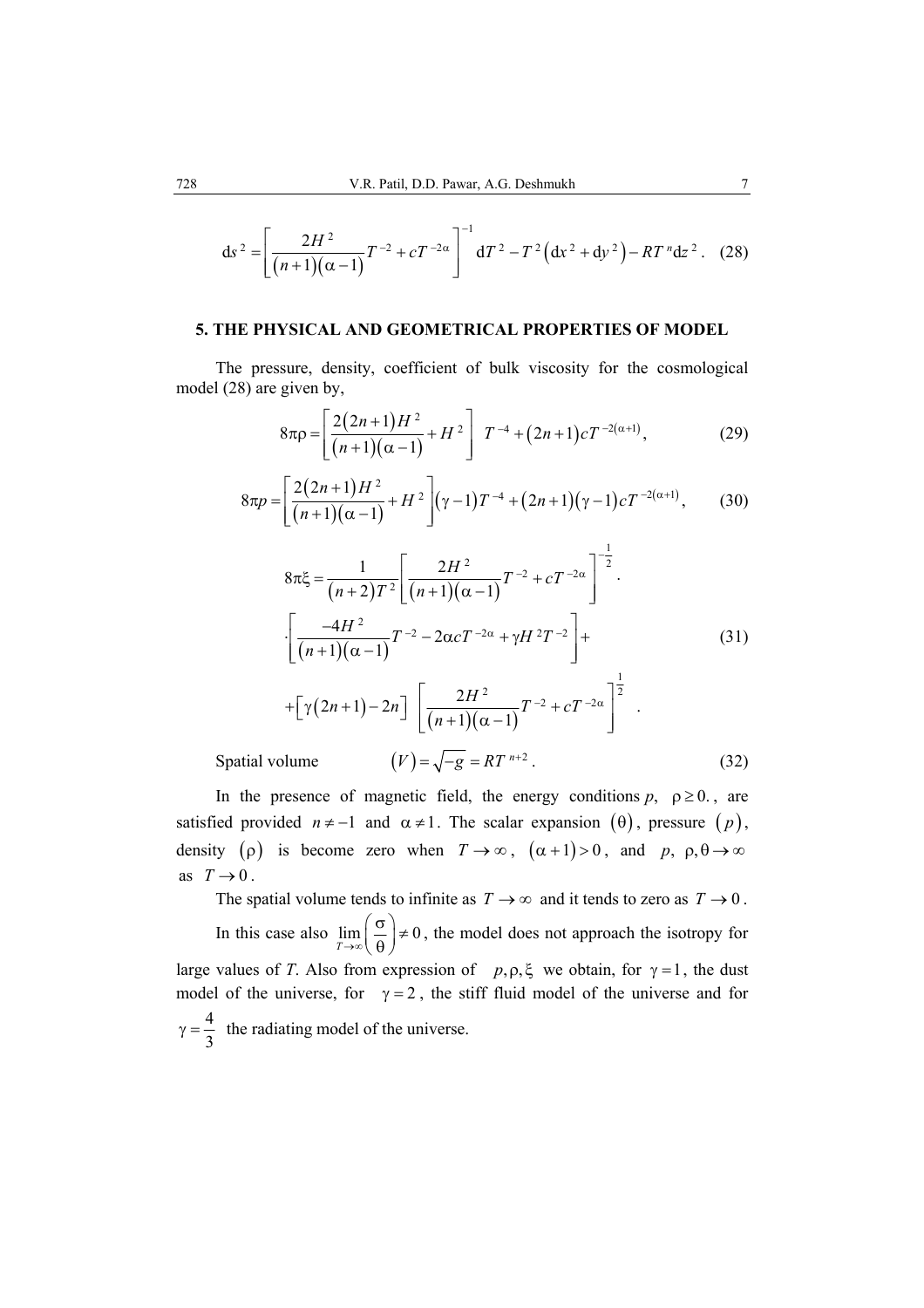$$\mathrm{d}s^2 = \left[ \frac{2H^2}{(n+1)(\alpha-1)} T^{-2} + cT^{-2\alpha} \right]^{-1} \mathrm{d}T^2 - T^2\left(\mathrm{d}x^2 + \mathrm{d}y^2\right) - RT^n \mathrm{d}z^2 . \quad (28)$$

## 5. THE PHYSICAL AND GEOMETRICAL PROPERTIES OF MODEL

The pressure, density, coefficient of bulk viscosity for the cosmological model (28) are given by,

$$8\pi\rho = \left[ \frac{2(2n+1)H^2}{(n+1)(\alpha-1)} + H^2 \right] T^{-4} + (2n+1)cT^{-2(\alpha+1)}, \quad (29)$$

$$8\pi p = \left[ \frac{2(2n+1)H^2}{(n+1)(\alpha-1)} + H^2 \right](\gamma-1)T^{-4} + (2n+1)(\gamma-1)cT^{-2(\alpha+1)}, \quad (30)$$

$$\begin{aligned} 8\pi\xi = & \frac{1}{(n+2)T^2} \left[ \frac{2H^2}{(n+1)(\alpha-1)} T^{-2} + cT^{-2\alpha} \right]^{-\frac{1}{2}} \cdot \\ & \cdot \left[ \frac{-4H^2}{(n+1)(\alpha-1)} T^{-2} - 2\alpha cT^{-2\alpha} + \gamma H^2 T^{-2} \right] + \\ & + \left[ \gamma(2n+1) - 2n \right] \left[ \frac{2H^2}{(n+1)(\alpha-1)} T^{-2} + cT^{-2\alpha} \right]^{\frac{1}{2}} . \end{aligned} \quad (31)$$

Spatial volume

$$(V) = \sqrt{-g} = RT^{n+2} . \quad (32)$$

In the presence of magnetic field, the energy conditions $p,\ \rho \geq 0.$, are satisfied provided $n \neq -1$ and $\alpha \neq 1$. The scalar expansion $(\theta)$, pressure $(p)$, density $(\rho)$ is become zero when $T \to \infty$, $(\alpha+1) > 0$, and $p,\ \rho, \theta \to \infty$ as $T \to 0$.

The spatial volume tends to infinite as $T \to \infty$ and it tends to zero as $T \to 0$.

In this case also $\lim\limits_{T\to\infty}\left(\frac{\sigma}{\theta}\right) \neq 0$, the model does not approach the isotropy for large values of *T*. Also from expression of $p, \rho, \xi$ we obtain, for $\gamma = 1$, the dust model of the universe, for $\gamma = 2$, the stiff fluid model of the universe and for $\gamma = \frac{4}{3}$ the radiating model of the universe.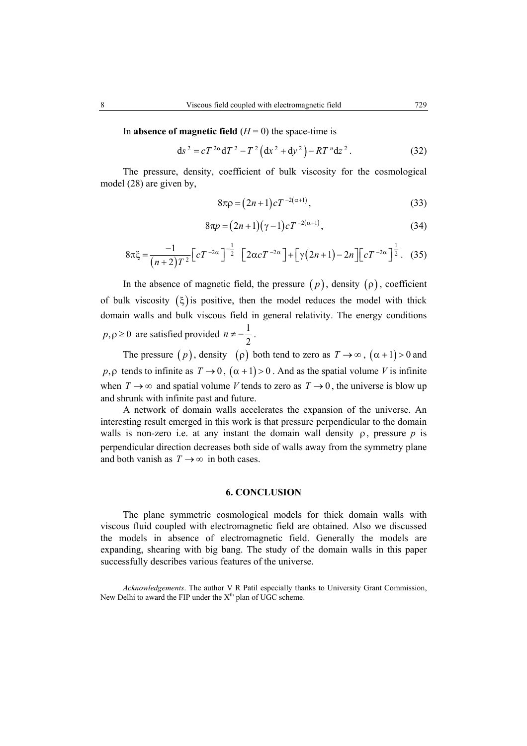In **absence of magnetic field** ($H = 0$) the space-time is

$$ds^2 = cT^{2\alpha}dT^2 - T^2\left(dx^2 + dy^2\right) - RT^n dz^2 . \tag{32}$$

The pressure, density, coefficient of bulk viscosity for the cosmological model (28) are given by,

$$8\pi\rho = (2n+1)cT^{-2(\alpha+1)}, \tag{33}$$

$$8\pi p = (2n+1)(\gamma - 1)cT^{-2(\alpha+1)}, \tag{34}$$

$$8\pi\xi = \frac{-1}{(n+2)T^2}\left[cT^{-2\alpha}\right]^{-\frac{1}{2}}\left[2\alpha cT^{-2\alpha}\right] + \left[\gamma(2n+1) - 2n\right]\left[cT^{-2\alpha}\right]^{\frac{1}{2}} . \tag{35}$$

In the absence of magnetic field, the pressure $(p)$, density $(\rho)$, coefficient of bulk viscosity $(\xi)$ is positive, then the model reduces the model with thick domain walls and bulk viscous field in general relativity. The energy conditions $p, \rho \geq 0$ are satisfied provided $n \neq -\frac{1}{2}$.

The pressure $(p)$, density $(\rho)$ both tend to zero as $T \to \infty$, $(\alpha + 1) > 0$ and $p, \rho$ tends to infinite as $T \to 0$, $(\alpha + 1) > 0$. And as the spatial volume $V$ is infinite when $T \to \infty$ and spatial volume $V$ tends to zero as $T \to 0$, the universe is blow up and shrunk with infinite past and future.

A network of domain walls accelerates the expansion of the universe. An interesting result emerged in this work is that pressure perpendicular to the domain walls is non-zero i.e. at any instant the domain wall density $\rho$, pressure $p$ is perpendicular direction decreases both side of walls away from the symmetry plane and both vanish as $T \to \infty$ in both cases.

## 6. CONCLUSION

The plane symmetric cosmological models for thick domain walls with viscous fluid coupled with electromagnetic field are obtained. Also we discussed the models in absence of electromagnetic field. Generally the models are expanding, shearing with big bang. The study of the domain walls in this paper successfully describes various features of the universe.

*Acknowledgements*. The author V R Patil especially thanks to University Grant Commission, New Delhi to award the FIP under the X[th] plan of UGC scheme.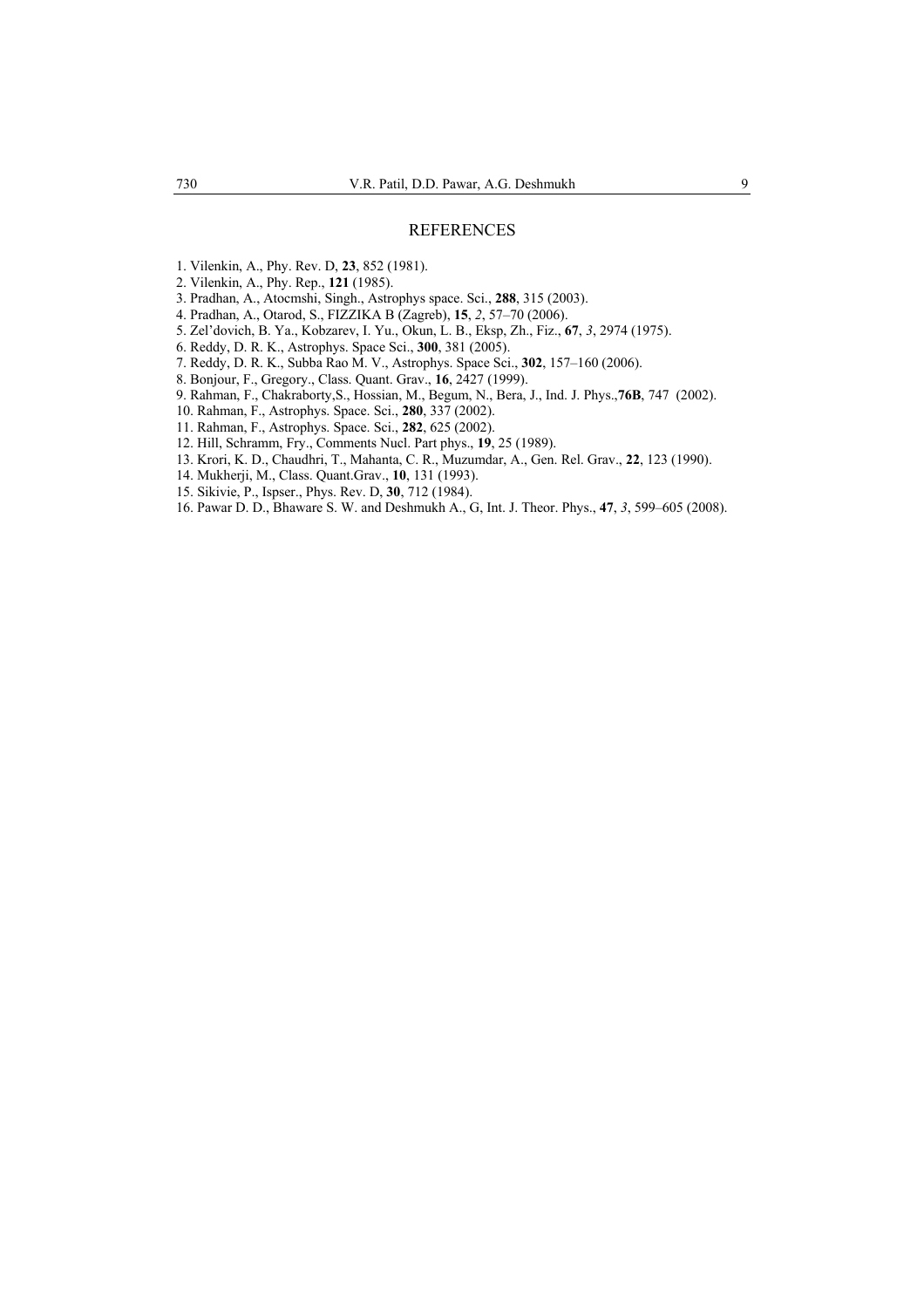## REFERENCES

1. Vilenkin, A., Phy. Rev. D, **23**, 852 (1981).
2. Vilenkin, A., Phy. Rep., **121** (1985).
3. Pradhan, A., Atocmshi, Singh., Astrophys space. Sci., **288**, 315 (2003).
4. Pradhan, A., Otarod, S., FIZZIKA B (Zagreb), **15**, *2*, 57–70 (2006).
5. Zel'dovich, B. Ya., Kobzarev, I. Yu., Okun, L. B., Eksp, Zh., Fiz., **67**, *3*, 2974 (1975).
6. Reddy, D. R. K., Astrophys. Space Sci., **300**, 381 (2005).
7. Reddy, D. R. K., Subba Rao M. V., Astrophys. Space Sci., **302**, 157–160 (2006).
8. Bonjour, F., Gregory., Class. Quant. Grav., **16**, 2427 (1999).
9. Rahman, F., Chakraborty,S., Hossian, M., Begum, N., Bera, J., Ind. J. Phys.,**76B**, 747 (2002).
10. Rahman, F., Astrophys. Space. Sci., **280**, 337 (2002).
11. Rahman, F., Astrophys. Space. Sci., **282**, 625 (2002).
12. Hill, Schramm, Fry., Comments Nucl. Part phys., **19**, 25 (1989).
13. Krori, K. D., Chaudhri, T., Mahanta, C. R., Muzumdar, A., Gen. Rel. Grav., **22**, 123 (1990).
14. Mukherji, M., Class. Quant.Grav., **10**, 131 (1993).
15. Sikivie, P., Ispser., Phys. Rev. D, **30**, 712 (1984).
16. Pawar D. D., Bhaware S. W. and Deshmukh A., G, Int. J. Theor. Phys., **47**, *3*, 599–605 (2008).